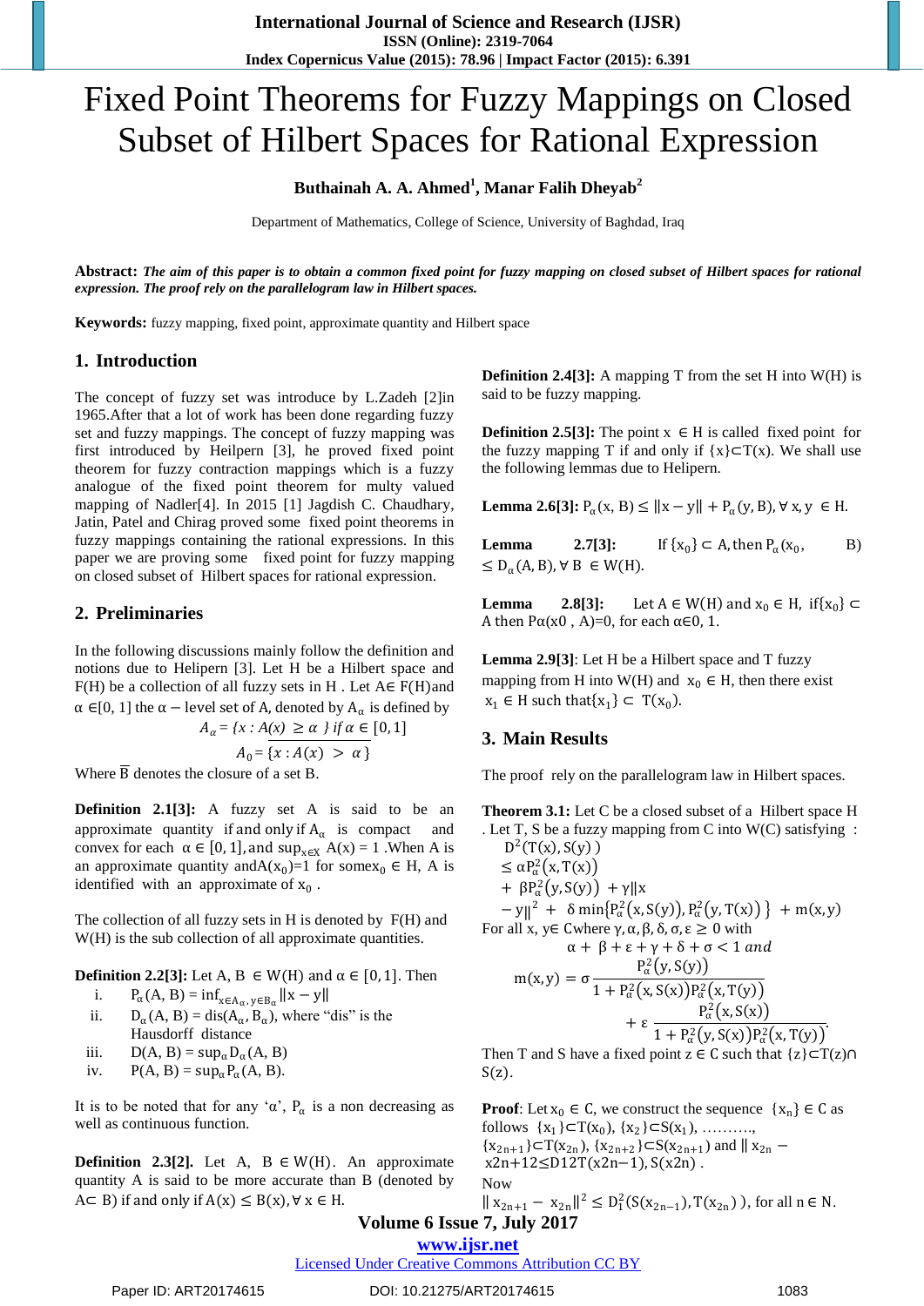# Fixed Point Theorems for Fuzzy Mappings on Closed Subset of Hilbert Spaces for Rational Expression

**Buthainah A. A. Ahmed[1], Manar Falih Dheyab[2]**

Department of Mathematics, College of Science, University of Baghdad, Iraq

**Abstract:** ***The aim of this paper is to obtain a common fixed point for fuzzy mapping on closed subset of Hilbert spaces for rational expression. The proof rely on the parallelogram law in Hilbert spaces.***

**Keywords:** fuzzy mapping, fixed point, approximate quantity and Hilbert space

## 1. Introduction

The concept of fuzzy set was introduce by L.Zadeh [2]in 1965.After that a lot of work has been done regarding fuzzy set and fuzzy mappings. The concept of fuzzy mapping was first introduced by Heilpern [3], he proved fixed point theorem for fuzzy contraction mappings which is a fuzzy analogue of the fixed point theorem for multy valued mapping of Nadler[4]. In 2015 [1] Jagdish C. Chaudhary, Jatin, Patel and Chirag proved some fixed point theorems in fuzzy mappings containing the rational expressions. In this paper we are proving some fixed point for fuzzy mapping on closed subset of Hilbert spaces for rational expression.

## 2. Preliminaries

In the following discussions mainly follow the definition and notions due to Helipern [3]. Let H be a Hilbert space and F(H) be a collection of all fuzzy sets in H . Let A∈ F(H)and $\alpha \in[0, 1]$ the $\alpha-$level set of A, denoted by $A_\alpha$ is defined by

$$A_\alpha = \{x : A(x) \geq \alpha\} \text{ if } \alpha \in [0,1]$$

$$A_0 = \overline{\{x : A(x) > \alpha\}}$$

Where $\overline{B}$ denotes the closure of a set B.

**Definition 2.1[3]:** A fuzzy set A is said to be an approximate quantity if and only if $A_\alpha$ is compact and convex for each $\alpha \in [0, 1]$, and $\sup_{x\in X} A(x) = 1$ .When A is an approximate quantity and $A(x_0)=1$ for some $x_0 \in H$, A is identified with an approximate of $x_0$ .

The collection of all fuzzy sets in H is denoted by F(H) and W(H) is the sub collection of all approximate quantities.

**Definition 2.2[3]:** Let A, B $\in$ W(H) and $\alpha \in [0, 1]$. Then

i. $P_\alpha(A, B) = \inf_{x\in A_\alpha, y\in B_\alpha}\|x - y\|$
ii. $D_\alpha(A, B) = \text{dis}(A_\alpha, B_\alpha)$, where "dis" is the Hausdorff distance
iii. $D(A, B) = \sup_\alpha D_\alpha(A, B)$
iv. $P(A, B) = \sup_\alpha P_\alpha(A, B)$.

It is to be noted that for any '$\alpha$', $P_\alpha$ is a non decreasing as well as continuous function.

**Definition 2.3[2].** Let A, B $\in$ W(H). An approximate quantity A is said to be more accurate than B (denoted by A⊂ B) if and only if $A(x) \leq B(x), \forall x \in H$.

**Definition 2.4[3]:** A mapping T from the set H into W(H) is said to be fuzzy mapping.

**Definition 2.5[3]:** The point x $\in$ H is called fixed point for the fuzzy mapping T if and only if $\{x\}\subset T(x)$. We shall use the following lemmas due to Helipern.

**Lemma 2.6[3]:** $P_\alpha(x, B) \leq \|x - y\| + P_\alpha(y, B), \forall x, y \in H$.

**Lemma 2.7[3]:** If $\{x_0\} \subset A$, then $P_\alpha(x_0, B) \leq D_\alpha(A, B), \forall B \in W(H)$.

**Lemma 2.8[3]:** Let A $\in$ W(H) and $x_0 \in$ H, if$\{x_0\} \subset$ A then $P\alpha(x_0 , A)=0$, for each α∈0, 1.

**Lemma 2.9[3]:** Let H be a Hilbert space and T fuzzy mapping from H into W(H) and $x_0 \in H$, then there exist $x_1 \in H$ such that$\{x_1\} \subset T(x_0)$.

## 3. Main Results

The proof rely on the parallelogram law in Hilbert spaces.

**Theorem 3.1:** Let C be a closed subset of a Hilbert space H . Let T, S be a fuzzy mapping from C into W(C) satisfying :

$$D^2(T(x), S(y)) \leq \alpha P_\alpha^2(x, T(x)) + \beta P_\alpha^2(y, S(y)) + \gamma\|x - y\|^2 + \delta \min\{P_\alpha^2(x, S(y)), P_\alpha^2(y, T(x))\} + m(x, y)$$

For all x, y∈ Cwhere $\gamma, \alpha, \beta, \delta, \sigma, \varepsilon \geq 0$ with

$$\alpha + \beta + \varepsilon + \gamma + \delta + \sigma < 1 \text{ and}$$

$$m(x, y) = \sigma \frac{P_\alpha^2(y, S(y))}{1 + P_\alpha^2(x, S(x))P_\alpha^2(x, T(y))} + \varepsilon \frac{P_\alpha^2(x, S(x))}{1 + P_\alpha^2(y, S(x))P_\alpha^2(x, T(y))}.$$

Then T and S have a fixed point z ∈ C such that {z}⊂T(z)∩ S(z).

**Proof**: Let $x_0 \in$ C, we construct the sequence $\{x_n\} \in C$ as follows $\{x_1\}\subset T(x_0)$, $\{x_2\}\subset S(x_1)$, ………., $\{x_{2n+1}\}\subset T(x_{2n})$, $\{x_{2n+2}\}\subset S(x_{2n+1})$ and $\| x_{2n} - x_{2n+1}\|^2 \leq D_1^2(T(x_{2n-1}), S(x_{2n}))$ .

Now

$\| x_{2n+1} - x_{2n}\|^2 \leq D_1^2(S(x_{2n-1}), T(x_{2n}))$, for all n ∈ N.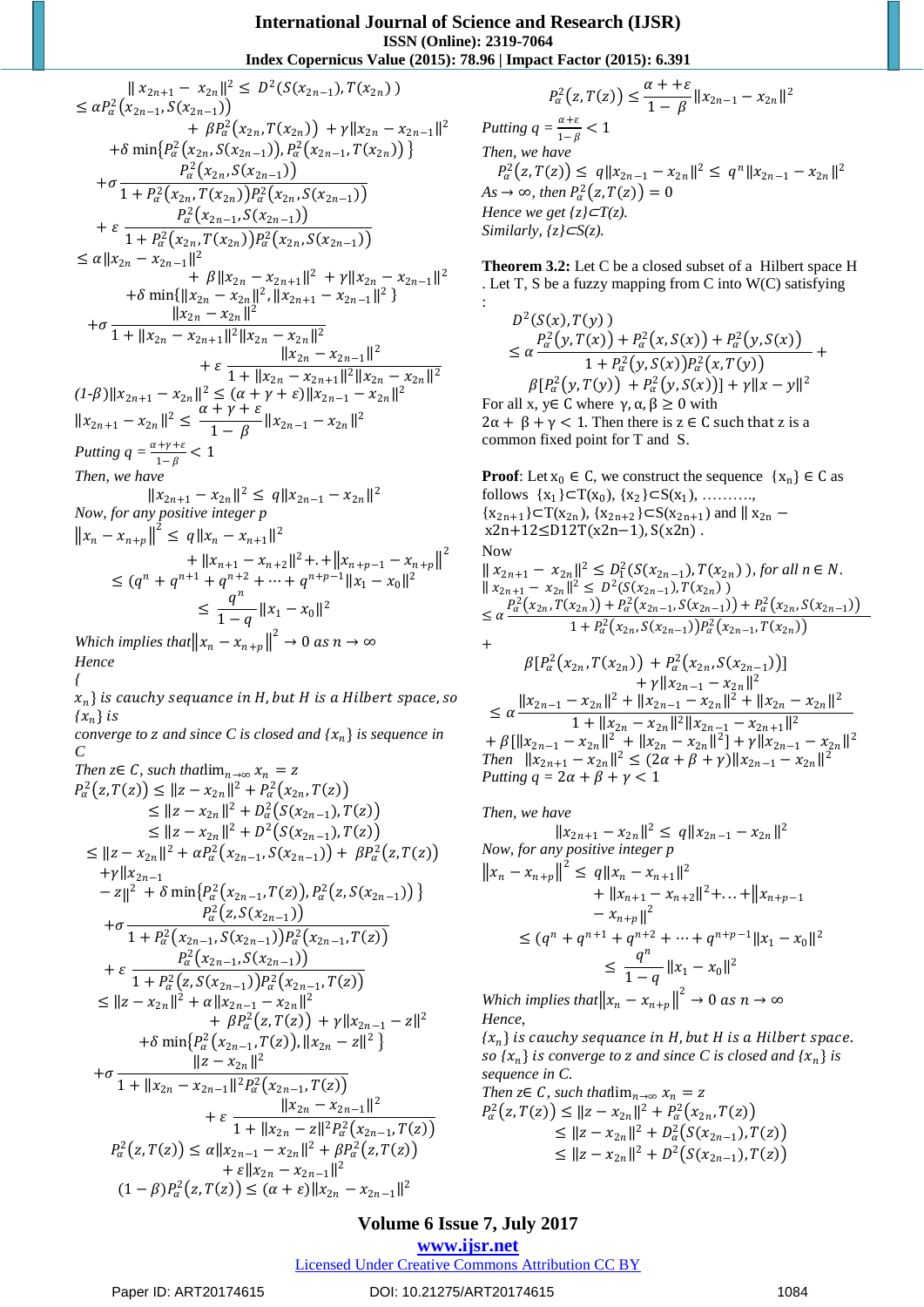$$\|x_{2n+1} - x_{2n}\|^2 \leq D^2(S(x_{2n-1}), T(x_{2n}))$$

$$\leq \alpha P_\alpha^2(x_{2n-1}, S(x_{2n-1}))$$

$$+ \beta P_\alpha^2(x_{2n}, T(x_{2n})) + \gamma\|x_{2n} - x_{2n-1}\|^2$$

$$+\delta \min\{P_\alpha^2(x_{2n}, S(x_{2n-1})), P_\alpha^2(x_{2n-1}, T(x_{2n}))\}$$

$$+\sigma \frac{P_\alpha^2(x_{2n}, S(x_{2n-1}))}{1 + P_\alpha^2(x_{2n}, T(x_{2n}))P_\alpha^2(x_{2n}, S(x_{2n-1}))}$$

$$+ \varepsilon \frac{P_\alpha^2(x_{2n-1}, S(x_{2n-1}))}{1 + P_\alpha^2(x_{2n}, T(x_{2n}))P_\alpha^2(x_{2n}, S(x_{2n-1}))}$$

$$\leq \alpha\|x_{2n} - x_{2n-1}\|^2$$

$$+ \beta\|x_{2n} - x_{2n+1}\|^2 + \gamma\|x_{2n} - x_{2n-1}\|^2$$

$$+\delta \min\{\|x_{2n} - x_{2n}\|^2, \|x_{2n+1} - x_{2n-1}\|^2\}$$

$$+\sigma \frac{\|x_{2n} - x_{2n}\|^2}{1 + \|x_{2n} - x_{2n+1}\|^2\|x_{2n} - x_{2n}\|^2}$$

$$+ \varepsilon \frac{\|x_{2n} - x_{2n-1}\|^2}{1 + \|x_{2n} - x_{2n+1}\|^2\|x_{2n} - x_{2n}\|^2}$$

$$(1-\beta)\|x_{2n+1} - x_{2n}\|^2 \leq (\alpha + \gamma + \varepsilon)\|x_{2n-1} - x_{2n}\|^2$$

$$\|x_{2n+1} - x_{2n}\|^2 \leq \frac{\alpha + \gamma + \varepsilon}{1 - \beta}\|x_{2n-1} - x_{2n}\|^2$$

*Putting* $q = \frac{\alpha+\gamma+\varepsilon}{1-\beta} < 1$

*Then, we have*

$$\|x_{2n+1} - x_{2n}\|^2 \leq q\|x_{2n-1} - x_{2n}\|^2$$

*Now, for any positive integer p*

$$\|x_n - x_{n+p}\|^2 \leq q\|x_n - x_{n+1}\|^2 + \|x_{n+1} - x_{n+2}\|^2 + . + \|x_{n+p-1} - x_{n+p}\|^2$$

$$\leq (q^n + q^{n+1} + q^{n+2} + \cdots + q^{n+p-1}\|x_1 - x_0\|^2$$

$$\leq \frac{q^n}{1 - q}\|x_1 - x_0\|^2$$

*Which implies that* $\|x_n - x_{n+p}\|^2 \to 0$ *as* $n \to \infty$

*Hence*

*{*

*$x_n\}$ is cauchy sequence in H, but H is a Hilbert space, so $\{x_n\}$ is converge to z and since C is closed and $\{x_n\}$ is sequence in C*

*Then* $z \in C$, *such that* $\lim_{n\to\infty} x_n = z$

$$P_\alpha^2(z, T(z)) \leq \|z - x_{2n}\|^2 + P_\alpha^2(x_{2n}, T(z))$$

$$\leq \|z - x_{2n}\|^2 + D_\alpha^2(S(x_{2n-1}), T(z))$$

$$\leq \|z - x_{2n}\|^2 + D^2(S(x_{2n-1}), T(z))$$

$$\leq \|z - x_{2n}\|^2 + \alpha P_\alpha^2(x_{2n-1}, S(x_{2n-1})) + \beta P_\alpha^2(z, T(z)) + \gamma\|x_{2n-1} - z\|^2 + \delta \min\{P_\alpha^2(x_{2n-1}, T(z)), P_\alpha^2(z, S(x_{2n-1}))\}$$

$$+\sigma \frac{P_\alpha^2(z, S(x_{2n-1}))}{1 + P_\alpha^2(x_{2n-1}, S(x_{2n-1}))P_\alpha^2(x_{2n-1}, T(z))}$$

$$+ \varepsilon \frac{P_\alpha^2(x_{2n-1}, S(x_{2n-1}))}{1 + P_\alpha^2(z, S(x_{2n-1}))P_\alpha^2(x_{2n-1}, T(z))}$$

$$\leq \|z - x_{2n}\|^2 + \alpha\|x_{2n-1} - x_{2n}\|^2 + \beta P_\alpha^2(z, T(z)) + \gamma\|x_{2n-1} - z\|^2$$

$$+\delta \min\{P_\alpha^2(x_{2n-1}, T(z)), \|x_{2n} - z\|^2\}$$

$$+\sigma \frac{\|z - x_{2n}\|^2}{1 + \|x_{2n} - x_{2n-1}\|^2 P_\alpha^2(x_{2n-1}, T(z))}$$

$$+ \varepsilon \frac{\|x_{2n} - x_{2n-1}\|^2}{1 + \|x_{2n} - z\|^2 P_\alpha^2(x_{2n-1}, T(z))}$$

$$P_\alpha^2(z, T(z)) \leq \alpha\|x_{2n-1} - x_{2n}\|^2 + \beta P_\alpha^2(z, T(z)) + \varepsilon\|x_{2n} - x_{2n-1}\|^2$$

$$(1 - \beta)P_\alpha^2(z, T(z)) \leq (\alpha + \varepsilon)\|x_{2n} - x_{2n-1}\|^2$$

$$P_\alpha^2(z, T(z)) \leq \frac{\alpha + +\varepsilon}{1 - \beta}\|x_{2n-1} - x_{2n}\|^2$$

*Putting* $q = \frac{\alpha+\varepsilon}{1-\beta} < 1$

*Then, we have*

$$P_\alpha^2(z, T(z)) \leq q\|x_{2n-1} - x_{2n}\|^2 \leq q^n\|x_{2n-1} - x_{2n}\|^2$$

*As* $\to \infty$, *then* $P_\alpha^2(z, T(z)) = 0$

*Hence we get {z}⊂T(z).*

*Similarly, {z}⊂S(z).*

**Theorem 3.2:** Let C be a closed subset of a Hilbert space H . Let T, S be a fuzzy mapping from C into W(C) satisfying :

$$D^2(S(x), T(y)) \leq \alpha \frac{P_\alpha^2(y, T(x)) + P_\alpha^2(x, S(x)) + P_\alpha^2(y, S(x))}{1 + P_\alpha^2(y, S(x))P_\alpha^2(x, T(y))} + \beta[P_\alpha^2(y, T(y)) + P_\alpha^2(y, S(x))] + \gamma\|x - y\|^2$$

For all x, y∈ C where $\gamma, \alpha, \beta \geq 0$ with $2\alpha + \beta + \gamma < 1$. Then there is $z \in C$ such that z is a common fixed point for T and S.

**Proof**: Let $x_0 \in C$, we construct the sequence $\{x_n\} \in C$ as follows $\{x_1\} \subset T(x_0)$, $\{x_2\} \subset S(x_1)$, ………., $\{x_{2n+1}\} \subset T(x_{2n})$, $\{x_{2n+2}\} \subset S(x_{2n+1})$ and $\| x_{2n} -$ x2n+12≤D12T(x2n−1), S(x2n) .

Now

$\| x_{2n+1} - x_{2n}\|^2 \leq D_1^2(S(x_{2n-1}), T(x_{2n}))$, *for all* $n \in N$.

$$\| x_{2n+1} - x_{2n}\|^2 \leq D^2(S(x_{2n-1}), T(x_{2n}))$$

$$\leq \alpha \frac{P_\alpha^2(x_{2n}, T(x_{2n})) + P_\alpha^2(x_{2n-1}, S(x_{2n-1})) + P_\alpha^2(x_{2n}, S(x_{2n-1}))}{1 + P_\alpha^2(x_{2n}, S(x_{2n-1}))P_\alpha^2(x_{2n-1}, T(x_{2n}))}$$

$$+ \beta[P_\alpha^2(x_{2n}, T(x_{2n})) + P_\alpha^2(x_{2n}, S(x_{2n-1}))] + \gamma\|x_{2n-1} - x_{2n}\|^2$$

$$\leq \alpha \frac{\|x_{2n-1} - x_{2n}\|^2 + \|x_{2n-1} - x_{2n}\|^2 + \|x_{2n} - x_{2n}\|^2}{1 + \|x_{2n} - x_{2n}\|^2\|x_{2n-1} - x_{2n+1}\|^2}$$

$$+ \beta[\|x_{2n-1} - x_{2n}\|^2 + \|x_{2n} - x_{2n}\|^2] + \gamma\|x_{2n-1} - x_{2n}\|^2$$

*Then* $\|x_{2n+1} - x_{2n}\|^2 \leq (2\alpha + \beta + \gamma)\|x_{2n-1} - x_{2n}\|^2$

*Putting* $q = 2\alpha + \beta + \gamma < 1$

*Then, we have*

$$\|x_{2n+1} - x_{2n}\|^2 \leq q\|x_{2n-1} - x_{2n}\|^2$$

*Now, for any positive integer p*

$$\|x_n - x_{n+p}\|^2 \leq q\|x_n - x_{n+1}\|^2 + \|x_{n+1} - x_{n+2}\|^2 + \ldots + \|x_{n+p-1} - x_{n+p}\|^2$$

$$\leq (q^n + q^{n+1} + q^{n+2} + \cdots + q^{n+p-1}\|x_1 - x_0\|^2$$

$$\leq \frac{q^n}{1 - q}\|x_1 - x_0\|^2$$

*Which implies that* $\|x_n - x_{n+p}\|^2 \to 0$ *as* $n \to \infty$

*Hence,*

*$\{x_n\}$ is cauchy sequence in H, but H is a Hilbert space. so $\{x_n\}$ is converge to z and since C is closed and $\{x_n\}$ is sequence in C.*

*Then* $z \in C$, *such that* $\lim_{n\to\infty} x_n = z$

$$P_\alpha^2(z, T(z)) \leq \|z - x_{2n}\|^2 + P_\alpha^2(x_{2n}, T(z))$$

$$\leq \|z - x_{2n}\|^2 + D_\alpha^2(S(x_{2n-1}), T(z))$$

$$\leq \|z - x_{2n}\|^2 + D^2(S(x_{2n-1}), T(z))$$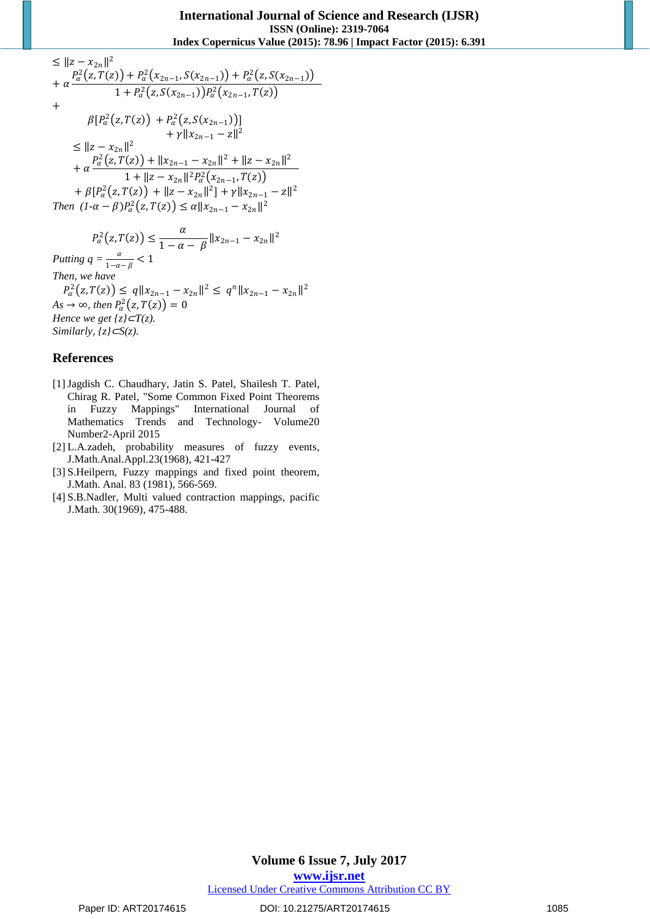$$\leq \|z - x_{2n}\|^2$$

$$+ \alpha \frac{P_\alpha^2(z, T(z)) + P_\alpha^2(x_{2n-1}, S(x_{2n-1})) + P_\alpha^2(z, S(x_{2n-1}))}{1 + P_\alpha^2(z, S(x_{2n-1}))P_\alpha^2(x_{2n-1}, T(z))}$$

$$+$$

$$\beta[P_\alpha^2(z, T(z)) + P_\alpha^2(z, S(x_{2n-1}))] + \gamma\|x_{2n-1} - z\|^2$$

$$\leq \|z - x_{2n}\|^2$$

$$+ \alpha \frac{P_\alpha^2(z, T(z)) + \|x_{2n-1} - x_{2n}\|^2 + \|z - x_{2n}\|^2}{1 + \|z - x_{2n}\|^2 P_\alpha^2(x_{2n-1}, T(z))}$$

$$+ \beta[P_\alpha^2(z, T(z)) + \|z - x_{2n}\|^2] + \gamma\|x_{2n-1} - z\|^2$$

*Then* $(1-\alpha - \beta)P_\alpha^2(z, T(z)) \leq \alpha\|x_{2n-1} - x_{2n}\|^2$

$$P_\alpha^2(z, T(z)) \leq \frac{\alpha}{1 - \alpha - \beta}\|x_{2n-1} - x_{2n}\|^2$$

*Putting* $q = \frac{\alpha}{1-\alpha-\beta} < 1$

*Then, we have*

$$P_\alpha^2(z, T(z)) \leq q\|x_{2n-1} - x_{2n}\|^2 \leq q^n\|x_{2n-1} - x_{2n}\|^2$$

*As* $\to \infty$, *then* $P_\alpha^2(z, T(z)) = 0$

*Hence we get* $\{z\} \subset T(z)$.

*Similarly,* $\{z\} \subset S(z)$.

## References

[1] Jagdish C. Chaudhary, Jatin S. Patel, Shailesh T. Patel, Chirag R. Patel, "Some Common Fixed Point Theorems in Fuzzy Mappings" International Journal of Mathematics Trends and Technology- Volume20 Number2-April 2015

[2] L.A.zadeh, probability measures of fuzzy events, J.Math.Anal.Appl.23(1968), 421-427

[3] S.Heilpern, Fuzzy mappings and fixed point theorem, J.Math. Anal. 83 (1981), 566-569.

[4] S.B.Nadler, Multi valued contraction mappings, pacific J.Math. 30(1969), 475-488.